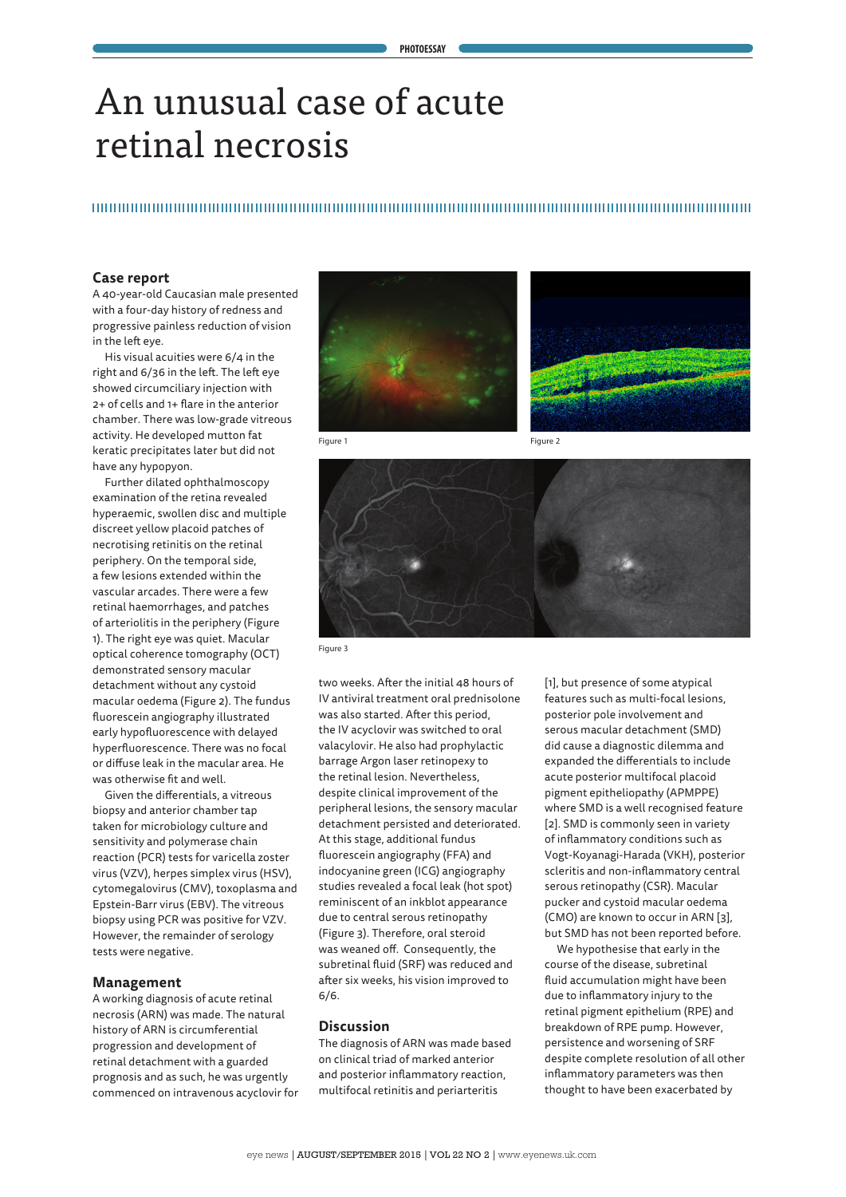# An unusual case of acute retinal necrosis

## Case report

A 40-year-old Caucasian male presented with a four-day history of redness and progressive painless reduction of vision in the left eye.

His visual acuities were 6/4 in the right and 6/36 in the left. The left eye showed circumciliary injection with 2+ of cells and 1+ flare in the anterior chamber. There was low-grade vitreous activity. He developed mutton fat keratic precipitates later but did not have any hypopyon.

Further dilated ophthalmoscopy examination of the retina revealed hyperaemic, swollen disc and multiple discreet yellow placoid patches of necrotising retinitis on the retinal periphery. On the temporal side, a few lesions extended within the vascular arcades. There were a few retinal haemorrhages, and patches of arteriolitis in the periphery (Figure 1). The right eye was quiet. Macular optical coherence tomography (OCT) demonstrated sensory macular detachment without any cystoid macular oedema (Figure 2). The fundus fluorescein angiography illustrated early hypofluorescence with delayed hyperfluorescence. There was no focal or diffuse leak in the macular area. He was otherwise fit and well.

Given the differentials, a vitreous biopsy and anterior chamber tap taken for microbiology culture and sensitivity and polymerase chain reaction (PCR) tests for varicella zoster virus (VZV), herpes simplex virus (HSV), cytomegalovirus (CMV), toxoplasma and Epstein-Barr virus (EBV). The vitreous biopsy using PCR was positive for VZV. However, the remainder of serology tests were negative.

Figure 1

Figure 2

Figure 3

## Management

A working diagnosis of acute retinal necrosis (ARN) was made. The natural history of ARN is circumferential progression and development of retinal detachment with a guarded prognosis and as such, he was urgently commenced on intravenous acyclovir for two weeks. After the initial 48 hours of IV antiviral treatment oral prednisolone was also started. After this period, the IV acyclovir was switched to oral valacyclovir. He also had prophylactic barrage Argon laser retinopexy to the retinal lesion. Nevertheless, despite clinical improvement of the peripheral lesions, the sensory macular detachment persisted and deteriorated. At this stage, additional fundus fluorescein angiography (FFA) and indocyanine green (ICG) angiography studies revealed a focal leak (hot spot) reminiscent of an inkblot appearance due to central serous retinopathy (Figure 3). Therefore, oral steroid was weaned off. Consequently, the subretinal fluid (SRF) was reduced and after six weeks, his vision improved to 6/6.

## Discussion

The diagnosis of ARN was made based on clinical triad of marked anterior and posterior inflammatory reaction, multifocal retinitis and periarteritis [1], but presence of some atypical features such as multi-focal lesions, posterior pole involvement and serous macular detachment (SMD) did cause a diagnostic dilemma and expanded the differentials to include acute posterior multifocal placoid pigment epitheliopathy (APMPPE) where SMD is a well recognised feature [2]. SMD is commonly seen in variety of inflammatory conditions such as Vogt-Koyanagi-Harada (VKH), posterior scleritis and non-inflammatory central serous retinopathy (CSR). Macular pucker and cystoid macular oedema (CMO) are known to occur in ARN [3], but SMD has not been reported before.

We hypothesise that early in the course of the disease, subretinal fluid accumulation might have been due to inflammatory injury to the retinal pigment epithelium (RPE) and breakdown of RPE pump. However, persistence and worsening of SRF despite complete resolution of all other inflammatory parameters was then thought to have been exacerbated by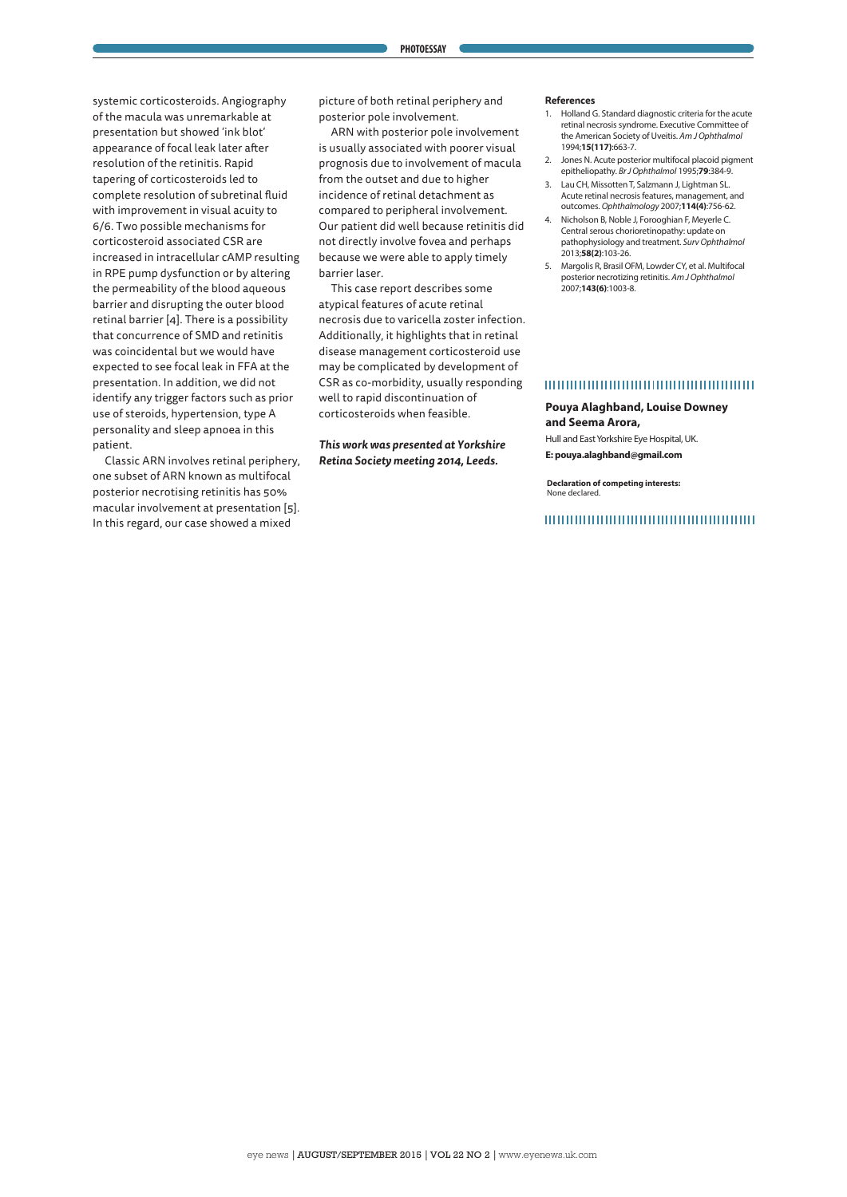systemic corticosteroids. Angiography of the macula was unremarkable at presentation but showed 'ink blot' appearance of focal leak later after resolution of the retinitis. Rapid tapering of corticosteroids led to complete resolution of subretinal fluid with improvement in visual acuity to 6/6. Two possible mechanisms for corticosteroid associated CSR are increased in intracellular cAMP resulting in RPE pump dysfunction or by altering the permeability of the blood aqueous barrier and disrupting the outer blood retinal barrier [4]. There is a possibility that concurrence of SMD and retinitis was coincidental but we would have expected to see focal leak in FFA at the presentation. In addition, we did not identify any trigger factors such as prior use of steroids, hypertension, type A personality and sleep apnoea in this patient.

Classic ARN involves retinal periphery, one subset of ARN known as multifocal posterior necrotising retinitis has 50% macular involvement at presentation [5]. In this regard, our case showed a mixed picture of both retinal periphery and posterior pole involvement.

ARN with posterior pole involvement is usually associated with poorer visual prognosis due to involvement of macula from the outset and due to higher incidence of retinal detachment as compared to peripheral involvement. Our patient did well because retinitis did not directly involve fovea and perhaps because we were able to apply timely barrier laser.

This case report describes some atypical features of acute retinal necrosis due to varicella zoster infection. Additionally, it highlights that in retinal disease management corticosteroid use may be complicated by development of CSR as co-morbidity, usually responding well to rapid discontinuation of corticosteroids when feasible.

***This work was presented at Yorkshire Retina Society meeting 2014, Leeds.***

**References**

1. Holland G. Standard diagnostic criteria for the acute retinal necrosis syndrome. Executive Committee of the American Society of Uveitis. *Am J Ophthalmol* 1994;**15(117)**:663-7.
2. Jones N. Acute posterior multifocal placoid pigment epitheliopathy. *Br J Ophthalmol* 1995;**79**:384-9.
3. Lau CH, Missotten T, Salzmann J, Lightman SL. Acute retinal necrosis features, management, and outcomes. *Ophthalmology* 2007;**114(4)**:756-62.
4. Nicholson B, Noble J, Forooghian F, Meyerle C. Central serous chorioretinopathy: update on pathophysiology and treatment. *Surv Ophthalmol* 2013;**58(2)**:103-26.
5. Margolis R, Brasil OFM, Lowder CY, et al. Multifocal posterior necrotizing retinitis. *Am J Ophthalmol* 2007;**143(6)**:1003-8.

**Pouya Alaghband, Louise Downey and Seema Arora,**

Hull and East Yorkshire Eye Hospital, UK.

**E: pouya.alaghband@gmail.com**

**Declaration of competing interests:** None declared.